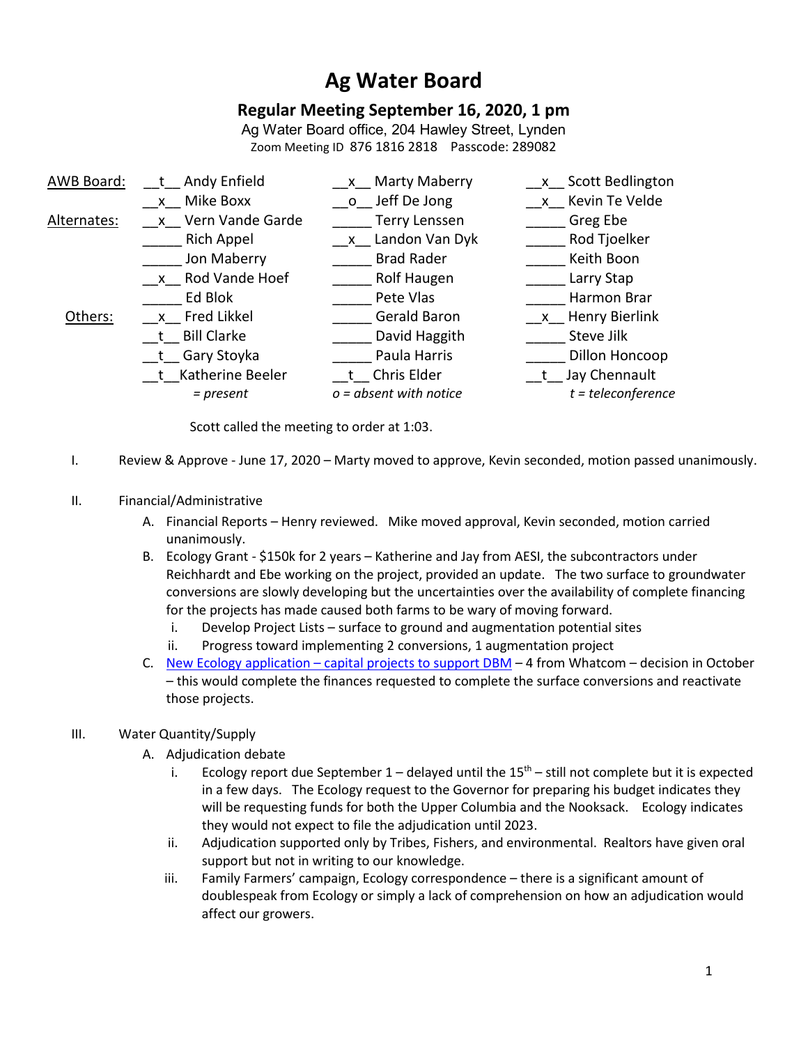# Ag Water Board

## Regular Meeting September 16, 2020, 1 pm

Ag Water Board office, 204 Hawley Street, Lynden
Zoom Meeting ID 876 1816 2818 Passcode: 289082

| | | | |
|---|---|---|---|
| AWB Board: | __t__ Andy Enfield | __x__ Marty Maberry | __x__ Scott Bedlington |
| | __x__ Mike Boxx | __o__ Jeff De Jong | __x__ Kevin Te Velde |
| Alternates: | __x__ Vern Vande Garde | _____ Terry Lenssen | _____ Greg Ebe |
| | _____ Rich Appel | __x__ Landon Van Dyk | _____ Rod Tjoelker |
| | _____ Jon Maberry | _____ Brad Rader | _____ Keith Boon |
| | __x__ Rod Vande Hoef | _____ Rolf Haugen | _____ Larry Stap |
| | _____ Ed Blok | _____ Pete Vlas | _____ Harmon Brar |
| Others: | __x__ Fred Likkel | _____ Gerald Baron | __x__ Henry Bierlink |
| | __t__ Bill Clarke | _____ David Haggith | _____ Steve Jilk |
| | __t__ Gary Stoyka | _____ Paula Harris | _____ Dillon Honcoop |
| | __t__ Katherine Beeler | __t__ Chris Elder | __t__ Jay Chennault |
| | *= present* | *o = absent with notice* | *t = teleconference* |

Scott called the meeting to order at 1:03.

I. Review & Approve - June 17, 2020 – Marty moved to approve, Kevin seconded, motion passed unanimously.

II. Financial/Administrative
   A. Financial Reports – Henry reviewed. Mike moved approval, Kevin seconded, motion carried unanimously.
   B. Ecology Grant - $150k for 2 years – Katherine and Jay from AESI, the subcontractors under Reichhardt and Ebe working on the project, provided an update. The two surface to groundwater conversions are slowly developing but the uncertainties over the availability of complete financing for the projects has made caused both farms to be wary of moving forward.
      i. Develop Project Lists – surface to ground and augmentation potential sites
      ii. Progress toward implementing 2 conversions, 1 augmentation project
   C. New Ecology application – capital projects to support DBM – 4 from Whatcom – decision in October – this would complete the finances requested to complete the surface conversions and reactivate those projects.

III. Water Quantity/Supply
   A. Adjudication debate
      i. Ecology report due September 1 – delayed until the 15th – still not complete but it is expected in a few days. The Ecology request to the Governor for preparing his budget indicates they will be requesting funds for both the Upper Columbia and the Nooksack. Ecology indicates they would not expect to file the adjudication until 2023.
      ii. Adjudication supported only by Tribes, Fishers, and environmental. Realtors have given oral support but not in writing to our knowledge.
      iii. Family Farmers' campaign, Ecology correspondence – there is a significant amount of doublespeak from Ecology or simply a lack of comprehension on how an adjudication would affect our growers.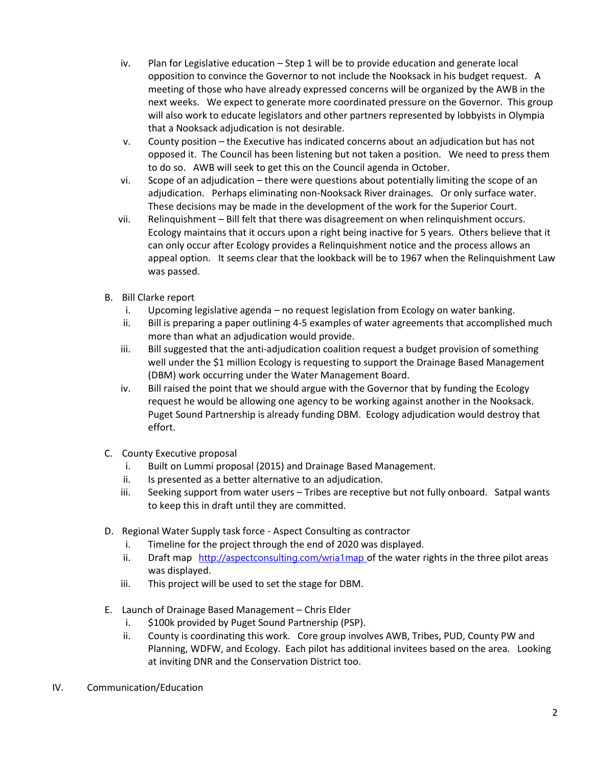- iv. Plan for Legislative education – Step 1 will be to provide education and generate local opposition to convince the Governor to not include the Nooksack in his budget request. A meeting of those who have already expressed concerns will be organized by the AWB in the next weeks. We expect to generate more coordinated pressure on the Governor. This group will also work to educate legislators and other partners represented by lobbyists in Olympia that a Nooksack adjudication is not desirable.
- v. County position – the Executive has indicated concerns about an adjudication but has not opposed it. The Council has been listening but not taken a position. We need to press them to do so. AWB will seek to get this on the Council agenda in October.
- vi. Scope of an adjudication – there were questions about potentially limiting the scope of an adjudication. Perhaps eliminating non-Nooksack River drainages. Or only surface water. These decisions may be made in the development of the work for the Superior Court.
- vii. Relinquishment – Bill felt that there was disagreement on when relinquishment occurs. Ecology maintains that it occurs upon a right being inactive for 5 years. Others believe that it can only occur after Ecology provides a Relinquishment notice and the process allows an appeal option. It seems clear that the lookback will be to 1967 when the Relinquishment Law was passed.

B. Bill Clarke report
- i. Upcoming legislative agenda – no request legislation from Ecology on water banking.
- ii. Bill is preparing a paper outlining 4-5 examples of water agreements that accomplished much more than what an adjudication would provide.
- iii. Bill suggested that the anti-adjudication coalition request a budget provision of something well under the $1 million Ecology is requesting to support the Drainage Based Management (DBM) work occurring under the Water Management Board.
- iv. Bill raised the point that we should argue with the Governor that by funding the Ecology request he would be allowing one agency to be working against another in the Nooksack. Puget Sound Partnership is already funding DBM. Ecology adjudication would destroy that effort.

C. County Executive proposal
- i. Built on Lummi proposal (2015) and Drainage Based Management.
- ii. Is presented as a better alternative to an adjudication.
- iii. Seeking support from water users – Tribes are receptive but not fully onboard. Satpal wants to keep this in draft until they are committed.

D. Regional Water Supply task force - Aspect Consulting as contractor
- i. Timeline for the project through the end of 2020 was displayed.
- ii. Draft map http://aspectconsulting.com/wria1map of the water rights in the three pilot areas was displayed.
- iii. This project will be used to set the stage for DBM.

E. Launch of Drainage Based Management – Chris Elder
- i. $100k provided by Puget Sound Partnership (PSP).
- ii. County is coordinating this work. Core group involves AWB, Tribes, PUD, County PW and Planning, WDFW, and Ecology. Each pilot has additional invitees based on the area. Looking at inviting DNR and the Conservation District too.

IV. Communication/Education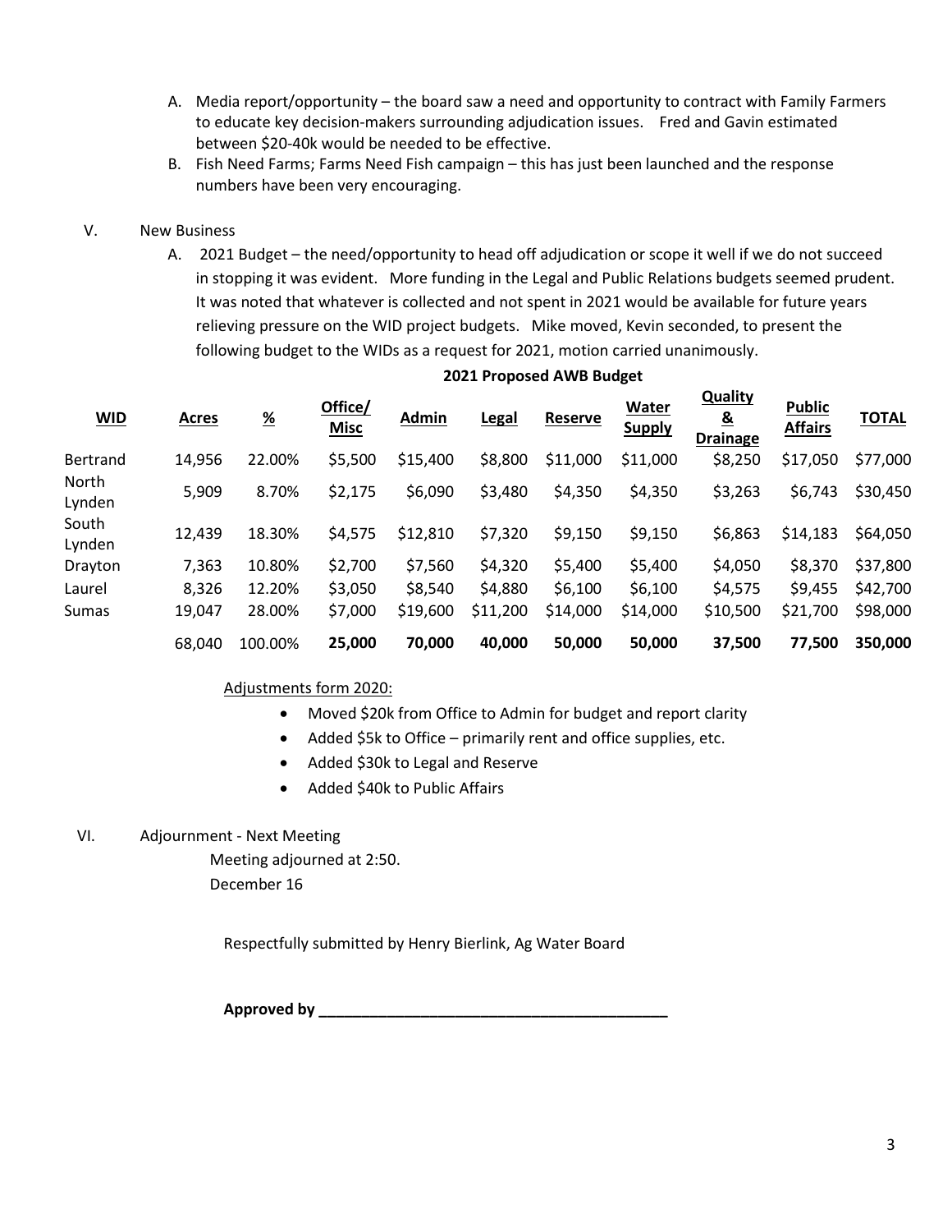A. Media report/opportunity – the board saw a need and opportunity to contract with Family Farmers to educate key decision-makers surrounding adjudication issues. Fred and Gavin estimated between $20-40k would be needed to be effective.

B. Fish Need Farms; Farms Need Fish campaign – this has just been launched and the response numbers have been very encouraging.

V. New Business

A. 2021 Budget – the need/opportunity to head off adjudication or scope it well if we do not succeed in stopping it was evident. More funding in the Legal and Public Relations budgets seemed prudent. It was noted that whatever is collected and not spent in 2021 would be available for future years relieving pressure on the WID project budgets. Mike moved, Kevin seconded, to present the following budget to the WIDs as a request for 2021, motion carried unanimously.

**2021 Proposed AWB Budget**

| WID | Acres | % | Office/ Misc | Admin | Legal | Reserve | Water Supply | Quality & Drainage | Public Affairs | TOTAL |
|---|---|---|---|---|---|---|---|---|---|---|
| Bertrand | 14,956 | 22.00% | $5,500 | $15,400 | $8,800 | $11,000 | $11,000 | $8,250 | $17,050 | $77,000 |
| North Lynden | 5,909 | 8.70% | $2,175 | $6,090 | $3,480 | $4,350 | $4,350 | $3,263 | $6,743 | $30,450 |
| South Lynden | 12,439 | 18.30% | $4,575 | $12,810 | $7,320 | $9,150 | $9,150 | $6,863 | $14,183 | $64,050 |
| Drayton | 7,363 | 10.80% | $2,700 | $7,560 | $4,320 | $5,400 | $5,400 | $4,050 | $8,370 | $37,800 |
| Laurel | 8,326 | 12.20% | $3,050 | $8,540 | $4,880 | $6,100 | $6,100 | $4,575 | $9,455 | $42,700 |
| Sumas | 19,047 | 28.00% | $7,000 | $19,600 | $11,200 | $14,000 | $14,000 | $10,500 | $21,700 | $98,000 |
| | 68,040 | 100.00% | **25,000** | **70,000** | **40,000** | **50,000** | **50,000** | **37,500** | **77,500** | **350,000** |

Adjustments form 2020:

- Moved $20k from Office to Admin for budget and report clarity
- Added $5k to Office – primarily rent and office supplies, etc.
- Added $30k to Legal and Reserve
- Added $40k to Public Affairs

VI. Adjournment - Next Meeting

Meeting adjourned at 2:50.

December 16

Respectfully submitted by Henry Bierlink, Ag Water Board

**Approved by \_\_\_\_\_\_\_\_\_\_\_\_\_\_\_\_\_\_\_\_\_\_\_\_\_\_\_\_\_\_\_\_\_\_\_\_\_\_\_\_**